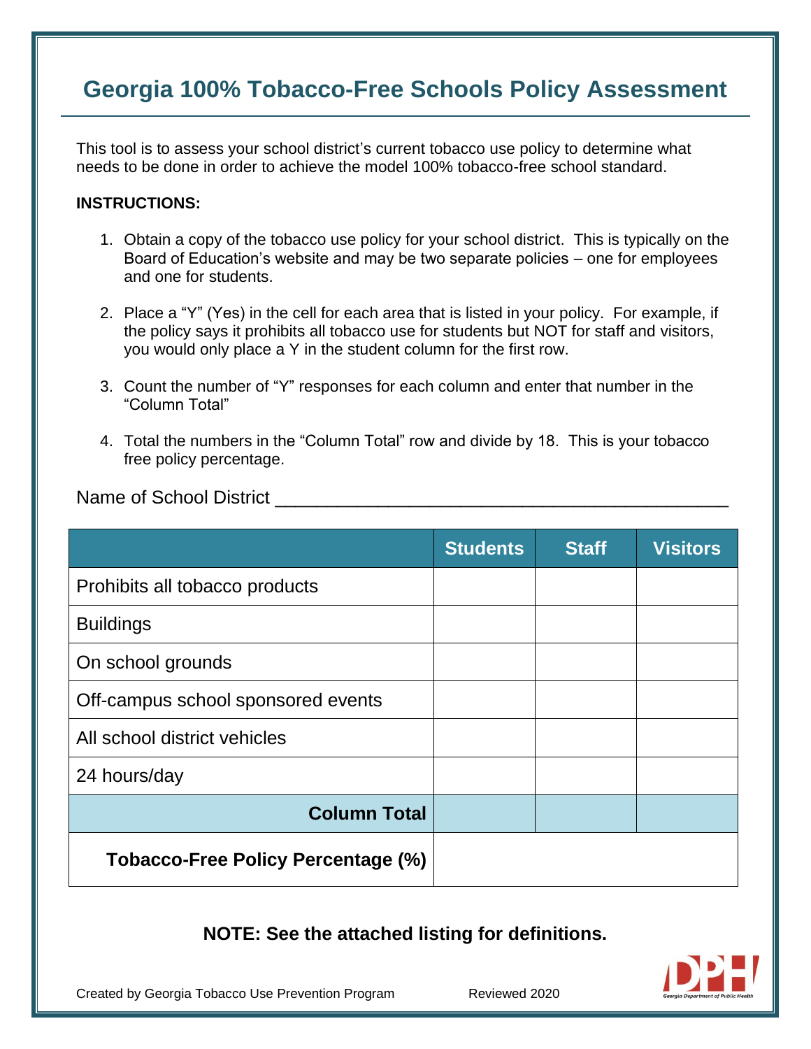# Georgia 100% Tobacco-Free Schools Policy Assessment

This tool is to assess your school district's current tobacco use policy to determine what needs to be done in order to achieve the model 100% tobacco-free school standard.

**INSTRUCTIONS:**

1. Obtain a copy of the tobacco use policy for your school district. This is typically on the Board of Education's website and may be two separate policies – one for employees and one for students.

2. Place a "Y" (Yes) in the cell for each area that is listed in your policy. For example, if the policy says it prohibits all tobacco use for students but NOT for staff and visitors, you would only place a Y in the student column for the first row.

3. Count the number of "Y" responses for each column and enter that number in the "Column Total"

4. Total the numbers in the "Column Total" row and divide by 18. This is your tobacco free policy percentage.

Name of School District ____________________________________________

| | Students | Staff | Visitors |
|---|---|---|---|
| Prohibits all tobacco products | | | |
| Buildings | | | |
| On school grounds | | | |
| Off-campus school sponsored events | | | |
| All school district vehicles | | | |
| 24 hours/day | | | |
| **Column Total** | | | |
| **Tobacco-Free Policy Percentage (%)** | | | |

**NOTE: See the attached listing for definitions.**

Created by Georgia Tobacco Use Prevention Program    Reviewed 2020

Georgia Department of Public Health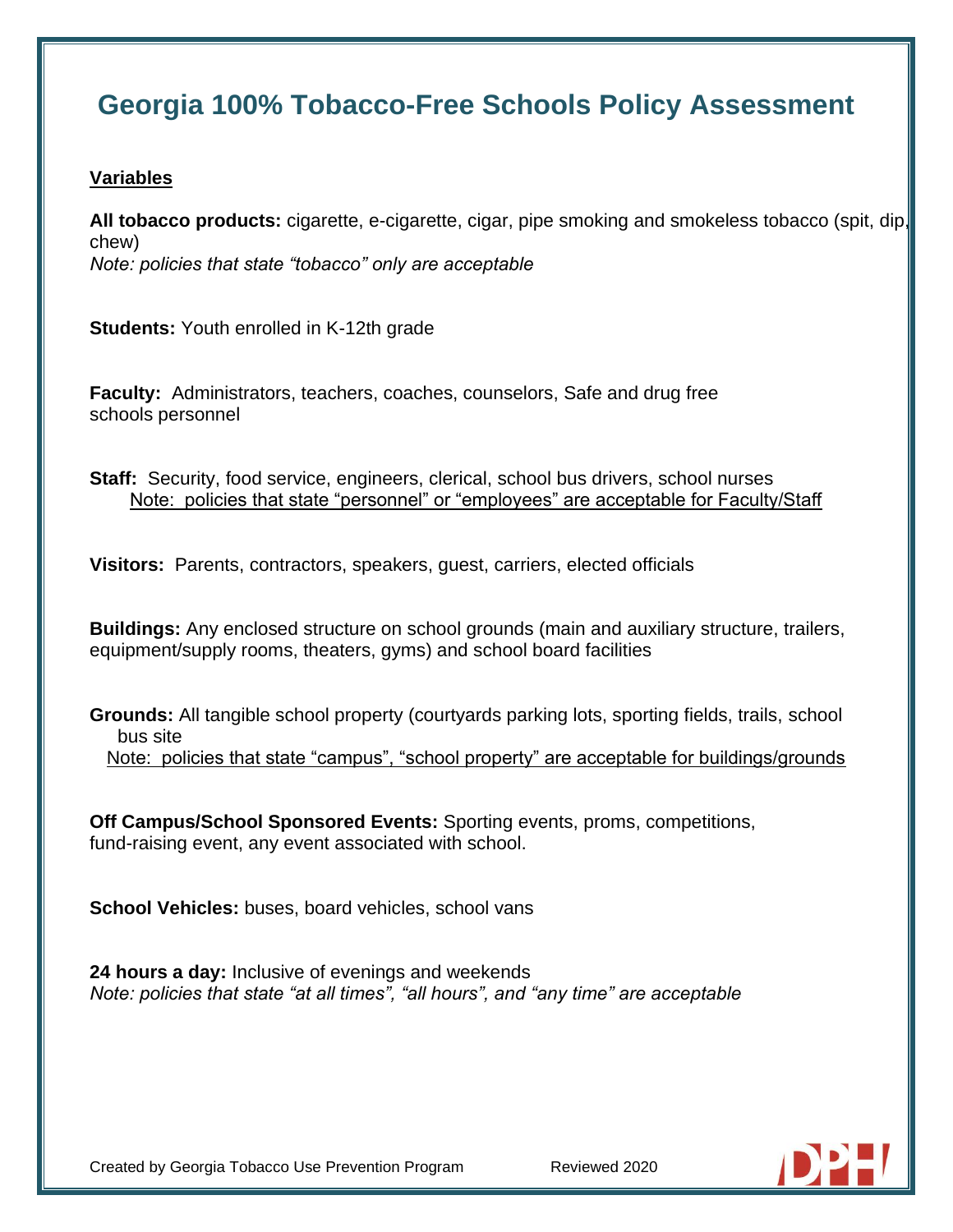# Georgia 100% Tobacco-Free Schools Policy Assessment

**Variables**

**All tobacco products:** cigarette, e-cigarette, cigar, pipe smoking and smokeless tobacco (spit, dip, chew)
*Note: policies that state "tobacco" only are acceptable*

**Students:** Youth enrolled in K-12th grade

**Faculty:** Administrators, teachers, coaches, counselors, Safe and drug free schools personnel

**Staff:** Security, food service, engineers, clerical, school bus drivers, school nurses
Note: policies that state "personnel" or "employees" are acceptable for Faculty/Staff

**Visitors:** Parents, contractors, speakers, guest, carriers, elected officials

**Buildings:** Any enclosed structure on school grounds (main and auxiliary structure, trailers, equipment/supply rooms, theaters, gyms) and school board facilities

**Grounds:** All tangible school property (courtyards parking lots, sporting fields, trails, school bus site
Note: policies that state "campus", "school property" are acceptable for buildings/grounds

**Off Campus/School Sponsored Events:** Sporting events, proms, competitions, fund-raising event, any event associated with school.

**School Vehicles:** buses, board vehicles, school vans

**24 hours a day:** Inclusive of evenings and weekends
*Note: policies that state "at all times", "all hours", and "any time" are acceptable*

Created by Georgia Tobacco Use Prevention Program Reviewed 2020

DPH